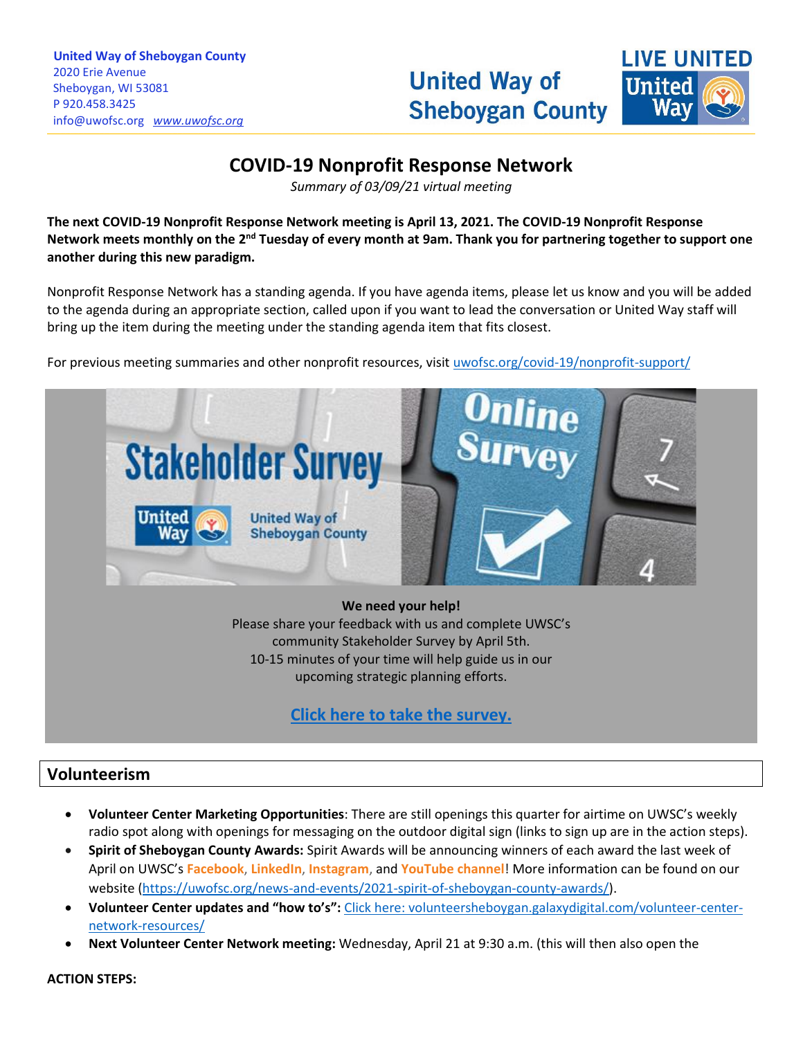**United Way of Sheboygan County**
2020 Erie Avenue
Sheboygan, WI 53081
P 920.458.3425
info@uwofsc.org *www.uwofsc.org*

United Way of Sheboygan County

LIVE UNITED

# COVID-19 Nonprofit Response Network

*Summary of 03/09/21 virtual meeting*

**The next COVID-19 Nonprofit Response Network meeting is April 13, 2021. The COVID-19 Nonprofit Response Network meets monthly on the 2nd Tuesday of every month at 9am. Thank you for partnering together to support one another during this new paradigm.**

Nonprofit Response Network has a standing agenda. If you have agenda items, please let us know and you will be added to the agenda during an appropriate section, called upon if you want to lead the conversation or United Way staff will bring up the item during the meeting under the standing agenda item that fits closest.

For previous meeting summaries and other nonprofit resources, visit uwofsc.org/covid-19/nonprofit-support/

Stakeholder Survey

United Way of Sheboygan County

Online Survey

**We need your help!**
Please share your feedback with us and complete UWSC's community Stakeholder Survey by April 5th.
10-15 minutes of your time will help guide us in our upcoming strategic planning efforts.

**Click here to take the survey.**

## Volunteerism

- **Volunteer Center Marketing Opportunities**: There are still openings this quarter for airtime on UWSC's weekly radio spot along with openings for messaging on the outdoor digital sign (links to sign up are in the action steps).
- **Spirit of Sheboygan County Awards:** Spirit Awards will be announcing winners of each award the last week of April on UWSC's **Facebook**, **LinkedIn**, **Instagram**, and **YouTube channel**! More information can be found on our website (https://uwofsc.org/news-and-events/2021-spirit-of-sheboygan-county-awards/).
- **Volunteer Center updates and "how to's":** Click here: volunteersheboygan.galaxydigital.com/volunteer-center-network-resources/
- **Next Volunteer Center Network meeting:** Wednesday, April 21 at 9:30 a.m. (this will then also open the

**ACTION STEPS:**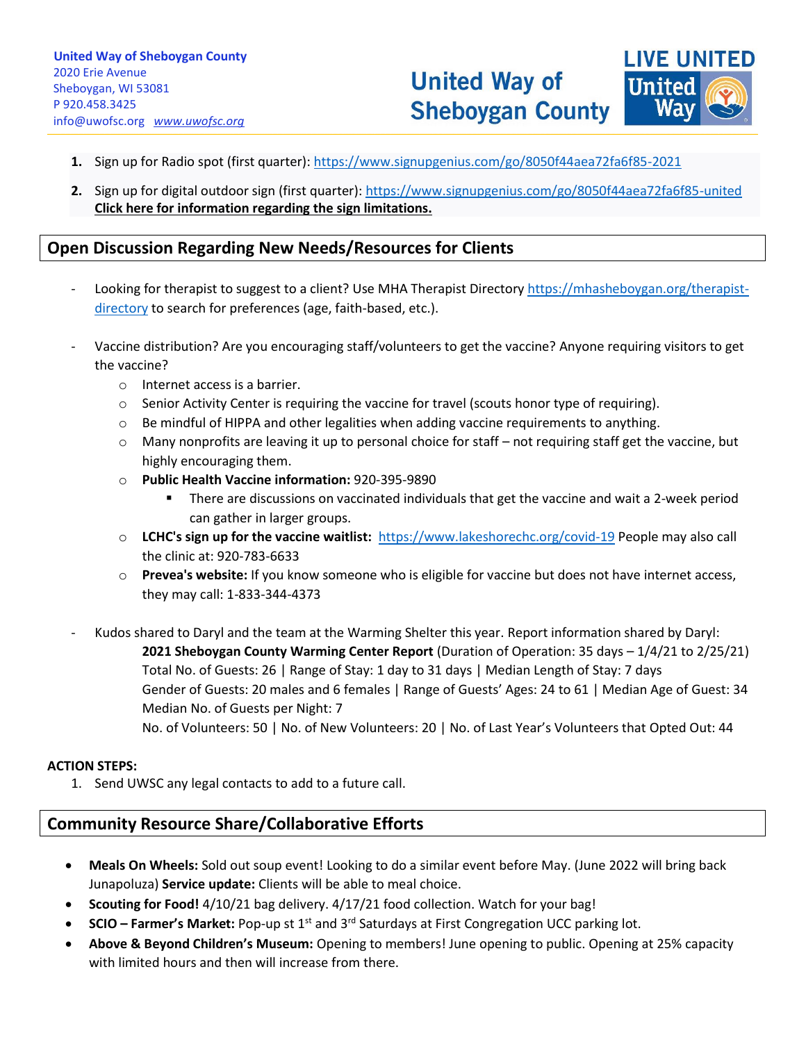1. Sign up for Radio spot (first quarter): https://www.signupgenius.com/go/8050f44aea72fa6f85-2021
2. Sign up for digital outdoor sign (first quarter): https://www.signupgenius.com/go/8050f44aea72fa6f85-united
   **Click here for information regarding the sign limitations.**

## Open Discussion Regarding New Needs/Resources for Clients

- Looking for therapist to suggest to a client? Use MHA Therapist Directory https://mhasheboygan.org/therapist-directory to search for preferences (age, faith-based, etc.).

- Vaccine distribution? Are you encouraging staff/volunteers to get the vaccine? Anyone requiring visitors to get the vaccine?
  - Internet access is a barrier.
  - Senior Activity Center is requiring the vaccine for travel (scouts honor type of requiring).
  - Be mindful of HIPPA and other legalities when adding vaccine requirements to anything.
  - Many nonprofits are leaving it up to personal choice for staff – not requiring staff get the vaccine, but highly encouraging them.
  - **Public Health Vaccine information:** 920-395-9890
    - There are discussions on vaccinated individuals that get the vaccine and wait a 2-week period can gather in larger groups.
  - **LCHC's sign up for the vaccine waitlist:** https://www.lakeshorechc.org/covid-19 People may also call the clinic at: 920-783-6633
  - **Prevea's website:** If you know someone who is eligible for vaccine but does not have internet access, they may call: 1-833-344-4373

- Kudos shared to Daryl and the team at the Warming Shelter this year. Report information shared by Daryl:
  **2021 Sheboygan County Warming Center Report** (Duration of Operation: 35 days – 1/4/21 to 2/25/21)
  Total No. of Guests: 26 | Range of Stay: 1 day to 31 days | Median Length of Stay: 7 days
  Gender of Guests: 20 males and 6 females | Range of Guests' Ages: 24 to 61 | Median Age of Guest: 34
  Median No. of Guests per Night: 7
  No. of Volunteers: 50 | No. of New Volunteers: 20 | No. of Last Year's Volunteers that Opted Out: 44

**ACTION STEPS:**

1. Send UWSC any legal contacts to add to a future call.

## Community Resource Share/Collaborative Efforts

- **Meals On Wheels:** Sold out soup event! Looking to do a similar event before May. (June 2022 will bring back Junapoluza) **Service update:** Clients will be able to meal choice.
- **Scouting for Food!** 4/10/21 bag delivery. 4/17/21 food collection. Watch for your bag!
- **SCIO – Farmer's Market:** Pop-up st 1st and 3rd Saturdays at First Congregation UCC parking lot.
- **Above & Beyond Children's Museum:** Opening to members! June opening to public. Opening at 25% capacity with limited hours and then will increase from there.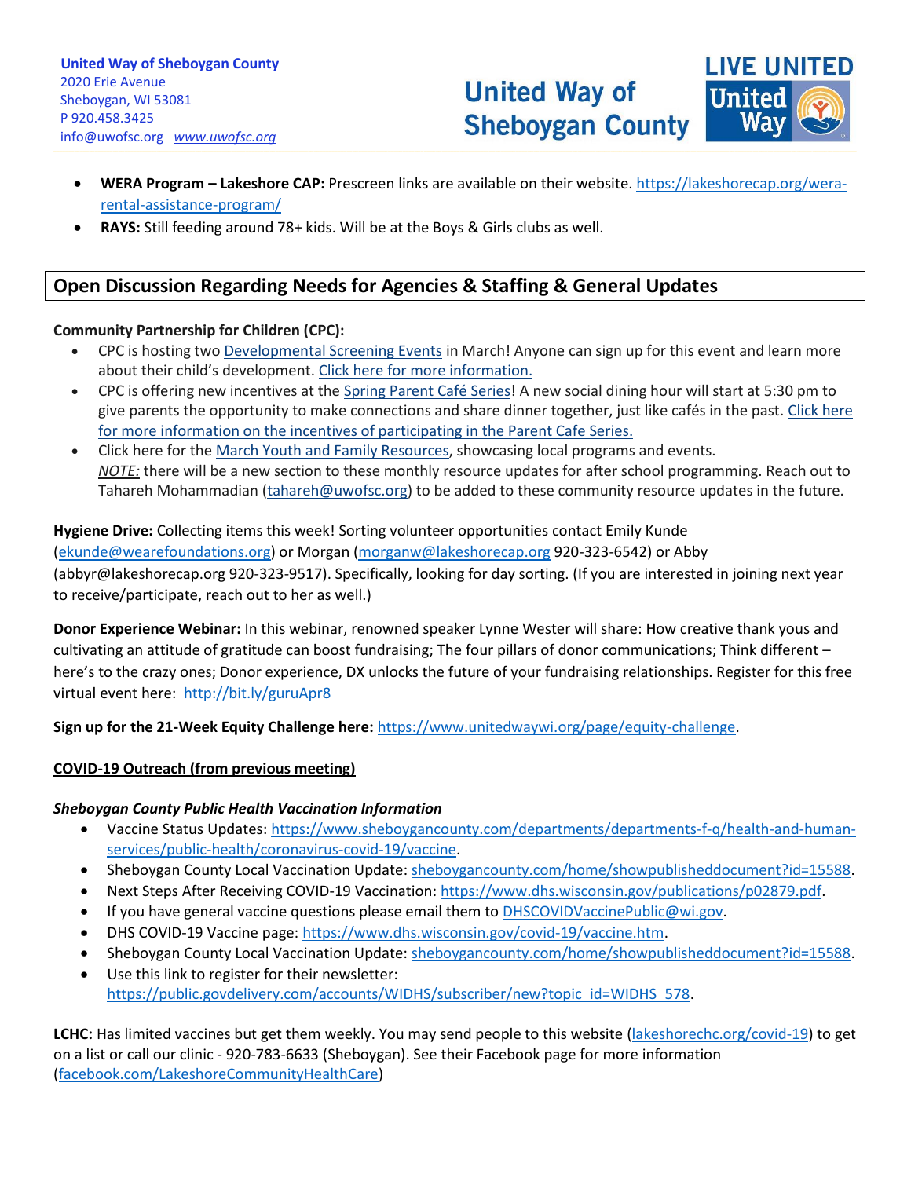- **WERA Program – Lakeshore CAP:** Prescreen links are available on their website. https://lakeshorecap.org/wera-rental-assistance-program/
- **RAYS:** Still feeding around 78+ kids. Will be at the Boys & Girls clubs as well.

## Open Discussion Regarding Needs for Agencies & Staffing & General Updates

**Community Partnership for Children (CPC):**

- CPC is hosting two Developmental Screening Events in March! Anyone can sign up for this event and learn more about their child's development. Click here for more information.
- CPC is offering new incentives at the Spring Parent Café Series! A new social dining hour will start at 5:30 pm to give parents the opportunity to make connections and share dinner together, just like cafés in the past. Click here for more information on the incentives of participating in the Parent Cafe Series.
- Click here for the March Youth and Family Resources, showcasing local programs and events.
  *NOTE:* there will be a new section to these monthly resource updates for after school programming. Reach out to Tahareh Mohammadian (tahareh@uwofsc.org) to be added to these community resource updates in the future.

**Hygiene Drive:** Collecting items this week! Sorting volunteer opportunities contact Emily Kunde (ekunde@wearefoundations.org) or Morgan (morganw@lakeshorecap.org 920-323-6542) or Abby (abbyr@lakeshorecap.org 920-323-9517). Specifically, looking for day sorting. (If you are interested in joining next year to receive/participate, reach out to her as well.)

**Donor Experience Webinar:** In this webinar, renowned speaker Lynne Wester will share: How creative thank yous and cultivating an attitude of gratitude can boost fundraising; The four pillars of donor communications; Think different – here's to the crazy ones; Donor experience, DX unlocks the future of your fundraising relationships. Register for this free virtual event here: http://bit.ly/guruApr8

**Sign up for the 21-Week Equity Challenge here:** https://www.unitedwaywi.org/page/equity-challenge.

**COVID-19 Outreach (from previous meeting)**

***Sheboygan County Public Health Vaccination Information***

- Vaccine Status Updates: https://www.sheboygancounty.com/departments/departments-f-q/health-and-human-services/public-health/coronavirus-covid-19/vaccine.
- Sheboygan County Local Vaccination Update: sheboygancounty.com/home/showpublisheddocument?id=15588.
- Next Steps After Receiving COVID-19 Vaccination: https://www.dhs.wisconsin.gov/publications/p02879.pdf.
- If you have general vaccine questions please email them to DHSCOVIDVaccinePublic@wi.gov.
- DHS COVID-19 Vaccine page: https://www.dhs.wisconsin.gov/covid-19/vaccine.htm.
- Sheboygan County Local Vaccination Update: sheboygancounty.com/home/showpublisheddocument?id=15588.
- Use this link to register for their newsletter: https://public.govdelivery.com/accounts/WIDHS/subscriber/new?topic_id=WIDHS_578.

**LCHC:** Has limited vaccines but get them weekly. You may send people to this website (lakeshorechc.org/covid-19) to get on a list or call our clinic - 920-783-6633 (Sheboygan). See their Facebook page for more information (facebook.com/LakeshoreCommunityHealthCare)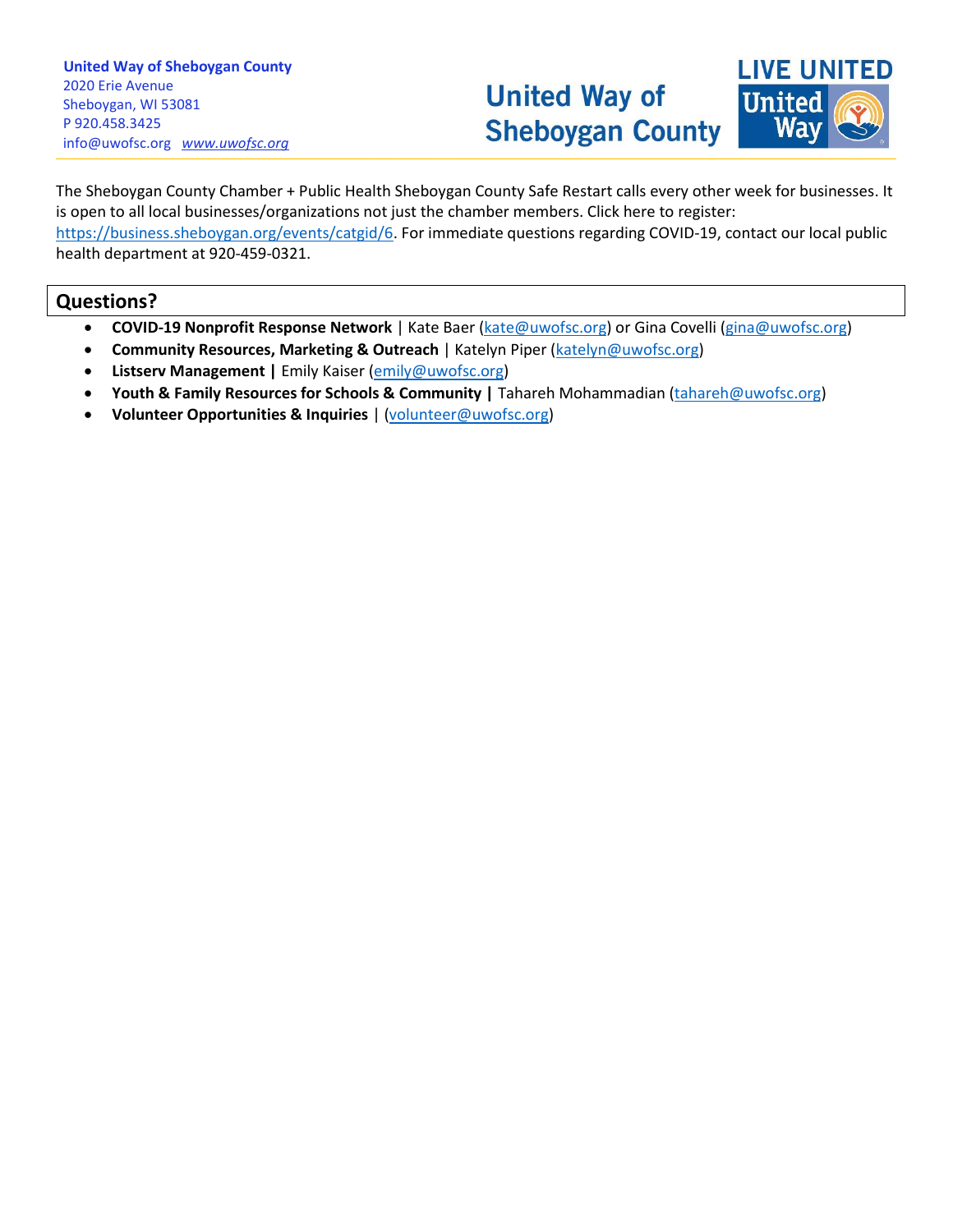**United Way of Sheboygan County**
2020 Erie Avenue
Sheboygan, WI 53081
P 920.458.3425
info@uwofsc.org *www.uwofsc.org*

The Sheboygan County Chamber + Public Health Sheboygan County Safe Restart calls every other week for businesses. It is open to all local businesses/organizations not just the chamber members. Click here to register: https://business.sheboygan.org/events/catgid/6. For immediate questions regarding COVID-19, contact our local public health department at 920-459-0321.

## Questions?

- **COVID-19 Nonprofit Response Network** | Kate Baer (kate@uwofsc.org) or Gina Covelli (gina@uwofsc.org)
- **Community Resources, Marketing & Outreach** | Katelyn Piper (katelyn@uwofsc.org)
- **Listserv Management |** Emily Kaiser (emily@uwofsc.org)
- **Youth & Family Resources for Schools & Community |** Tahareh Mohammadian (tahareh@uwofsc.org)
- **Volunteer Opportunities & Inquiries** | (volunteer@uwofsc.org)